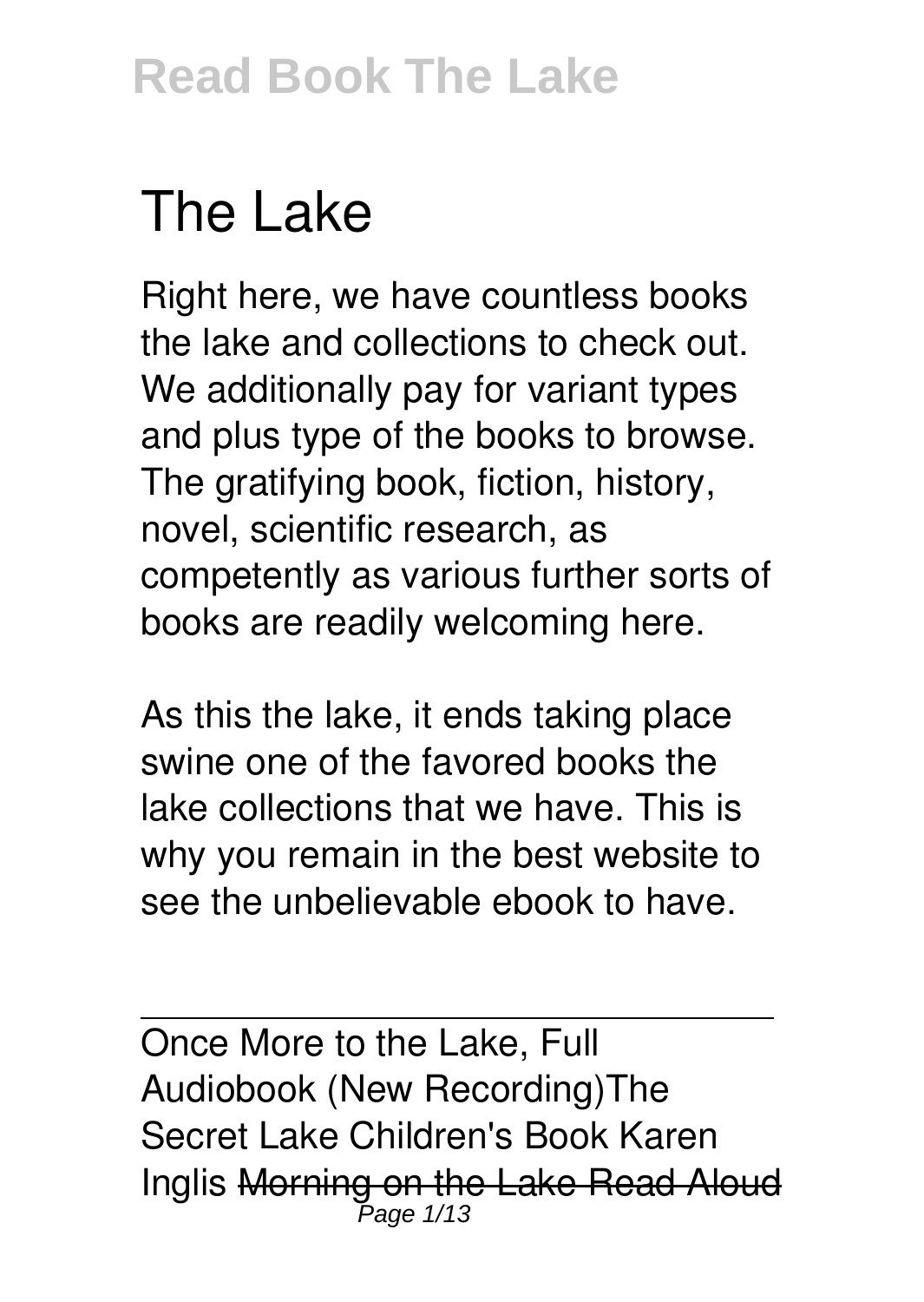# The Lake

Right here, we have countless books the lake and collections to check out. We additionally pay for variant types and plus type of the books to browse. The gratifying book, fiction, history, novel, scientific research, as competently as various further sorts of books are readily welcoming here.

As this the lake, it ends taking place swine one of the favored books the lake collections that we have. This is why you remain in the best website to see the unbelievable ebook to have.

---

Once More to the Lake, Full Audiobook (New Recording)The Secret Lake Children's Book Karen Inglis ~~Morning on the Lake Read Aloud~~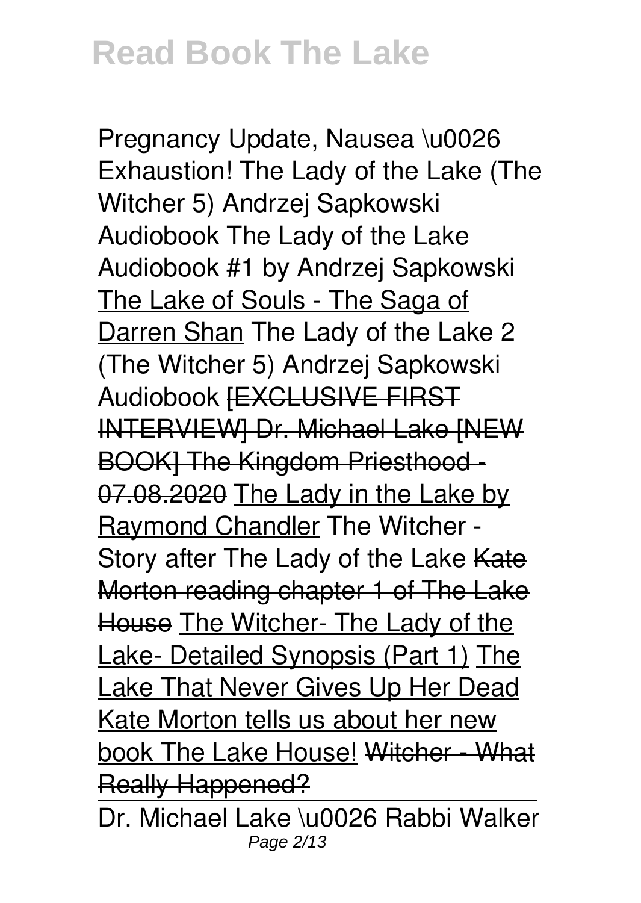Pregnancy Update, Nausea \u0026 Exhaustion! The Lady of the Lake (The Witcher 5) Andrzej Sapkowski Audiobook The Lady of the Lake Audiobook #1 by Andrzej Sapkowski The Lake of Souls - The Saga of Darren Shan The Lady of the Lake 2 (The Witcher 5) Andrzej Sapkowski Audiobook ~~[EXCLUSIVE FIRST INTERVIEW] Dr. Michael Lake [NEW BOOK] The Kingdom Priesthood - 07.08.2020~~ The Lady in the Lake by Raymond Chandler The Witcher - Story after The Lady of the Lake ~~Kate Morton reading chapter 1 of The Lake House~~ The Witcher- The Lady of the Lake- Detailed Synopsis (Part 1) The Lake That Never Gives Up Her Dead Kate Morton tells us about her new book The Lake House! ~~Witcher - What Really Happened?~~

Dr. Michael Lake \u0026 Rabbi Walker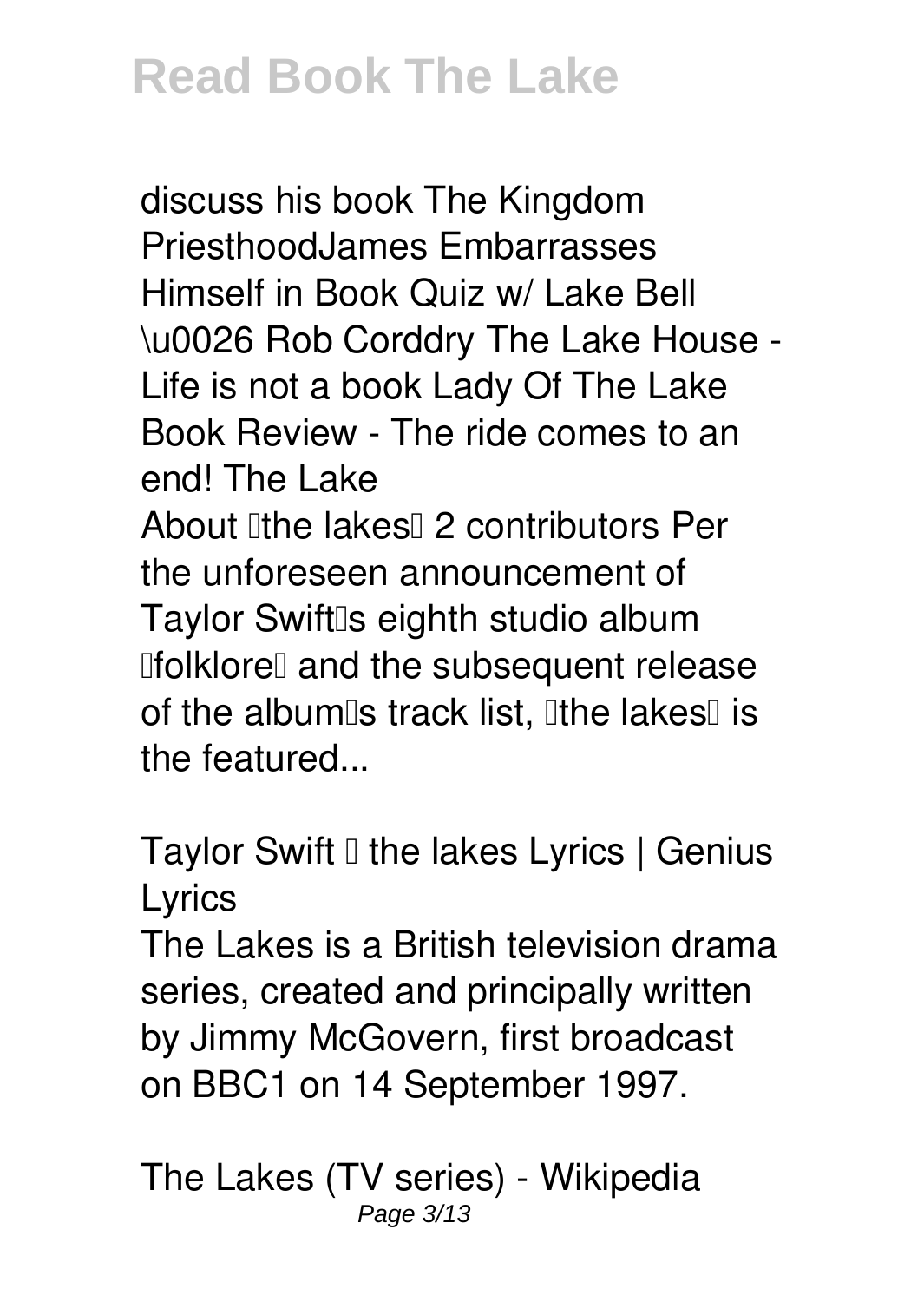discuss his book The Kingdom PriesthoodJames Embarrasses Himself in Book Quiz w/ Lake Bell \u0026 Rob Corddry The Lake House - Life is not a book Lady Of The Lake Book Review - The ride comes to an end! The Lake

About "the lakes" 2 contributors Per the unforeseen announcement of Taylor Swift's eighth studio album "folklore" and the subsequent release of the album's track list, "the lakes" is the featured...

**Taylor Swift – the lakes Lyrics | Genius Lyrics**

The Lakes is a British television drama series, created and principally written by Jimmy McGovern, first broadcast on BBC1 on 14 September 1997.

**The Lakes (TV series) - Wikipedia**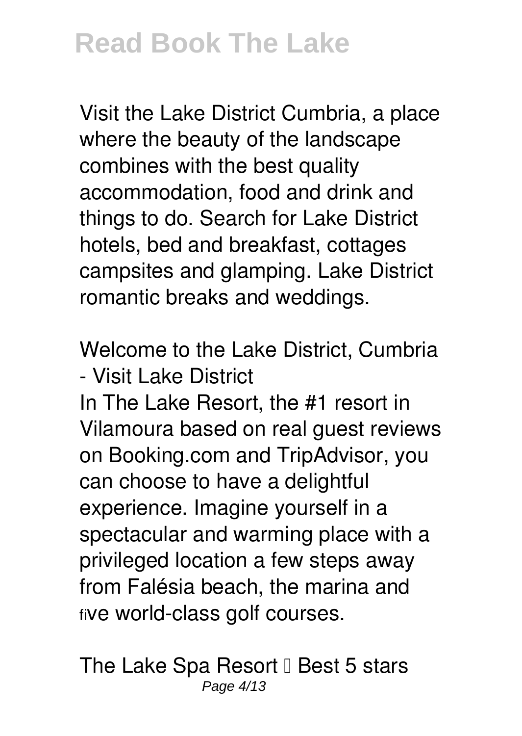Visit the Lake District Cumbria, a place where the beauty of the landscape combines with the best quality accommodation, food and drink and things to do. Search for Lake District hotels, bed and breakfast, cottages campsites and glamping. Lake District romantic breaks and weddings.

**Welcome to the Lake District, Cumbria - Visit Lake District**

In The Lake Resort, the #1 resort in Vilamoura based on real guest reviews on Booking.com and TripAdvisor, you can choose to have a delightful experience. Imagine yourself in a spectacular and warming place with a privileged location a few steps away from Falésia beach, the marina and five world-class golf courses.

**The Lake Spa Resort – Best 5 stars**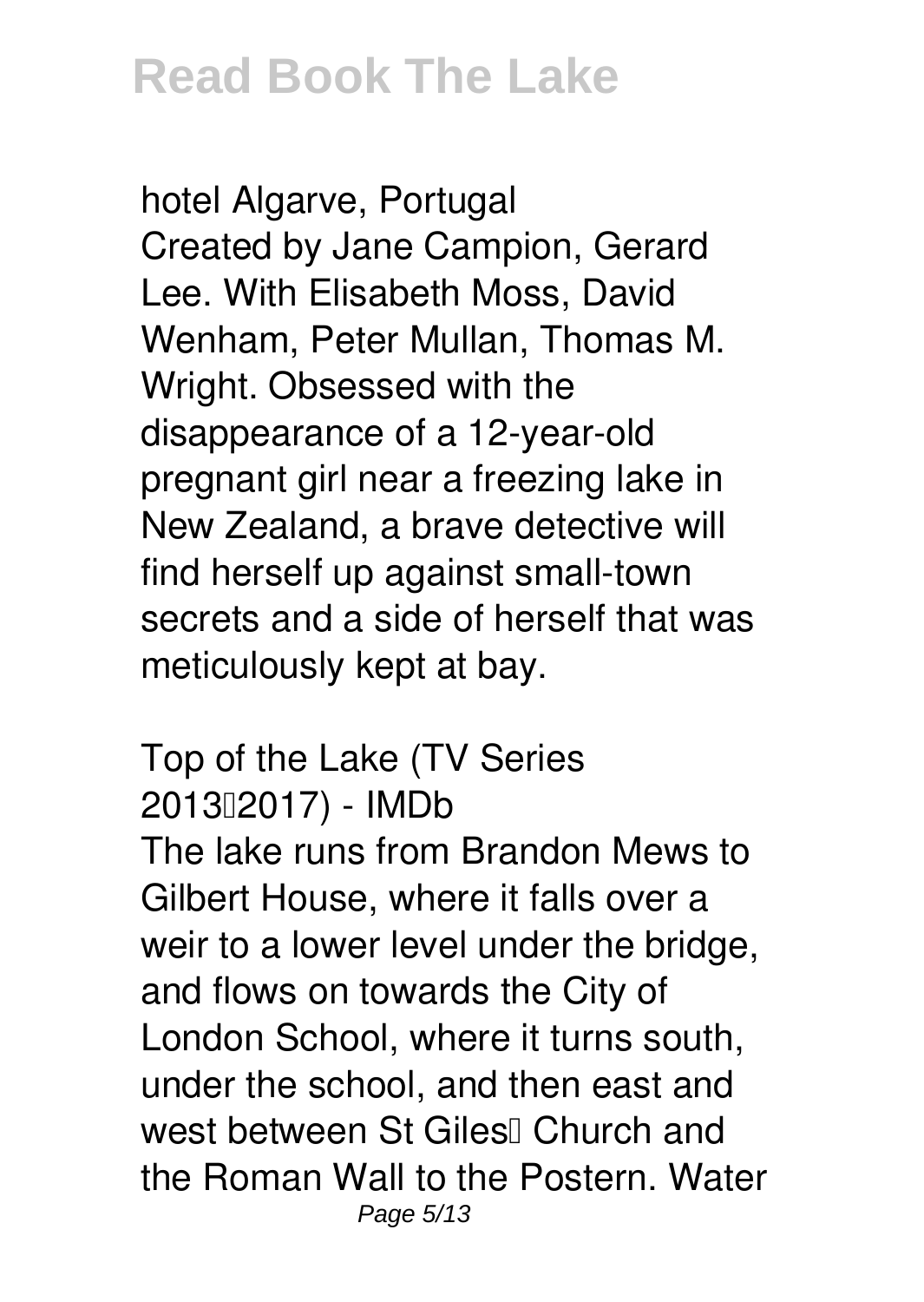**hotel Algarve, Portugal**

Created by Jane Campion, Gerard Lee. With Elisabeth Moss, David Wenham, Peter Mullan, Thomas M. Wright. Obsessed with the disappearance of a 12-year-old pregnant girl near a freezing lake in New Zealand, a brave detective will find herself up against small-town secrets and a side of herself that was meticulously kept at bay.

**Top of the Lake (TV Series 2013–2017) - IMDb**

The lake runs from Brandon Mews to Gilbert House, where it falls over a weir to a lower level under the bridge, and flows on towards the City of London School, where it turns south, under the school, and then east and west between St Giles' Church and the Roman Wall to the Postern. Water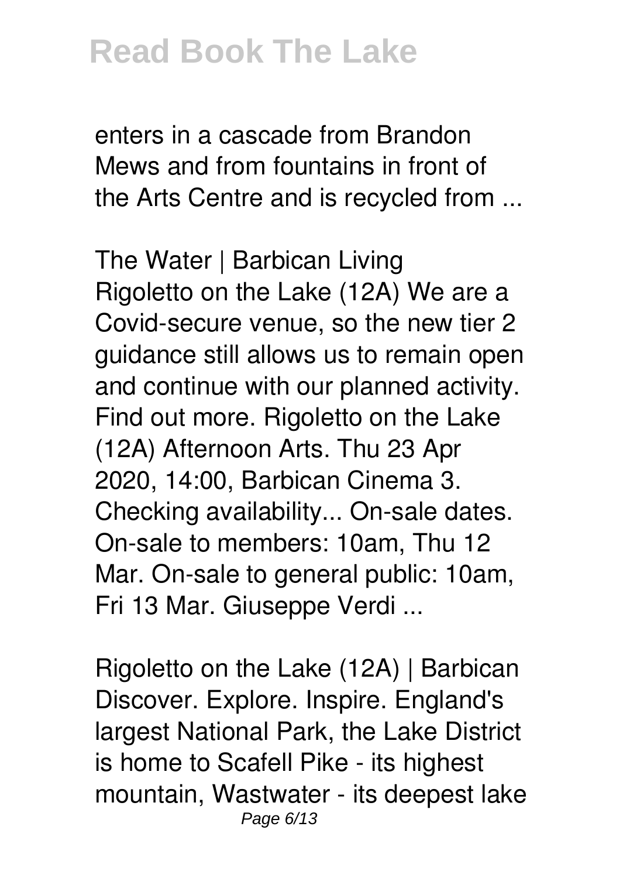enters in a cascade from Brandon Mews and from fountains in front of the Arts Centre and is recycled from ...

**The Water | Barbican Living**

Rigoletto on the Lake (12A) We are a Covid-secure venue, so the new tier 2 guidance still allows us to remain open and continue with our planned activity. Find out more. Rigoletto on the Lake (12A) Afternoon Arts. Thu 23 Apr 2020, 14:00, Barbican Cinema 3. Checking availability... On-sale dates. On-sale to members: 10am, Thu 12 Mar. On-sale to general public: 10am, Fri 13 Mar. Giuseppe Verdi ...

**Rigoletto on the Lake (12A) | Barbican**

Discover. Explore. Inspire. England's largest National Park, the Lake District is home to Scafell Pike - its highest mountain, Wastwater - its deepest lake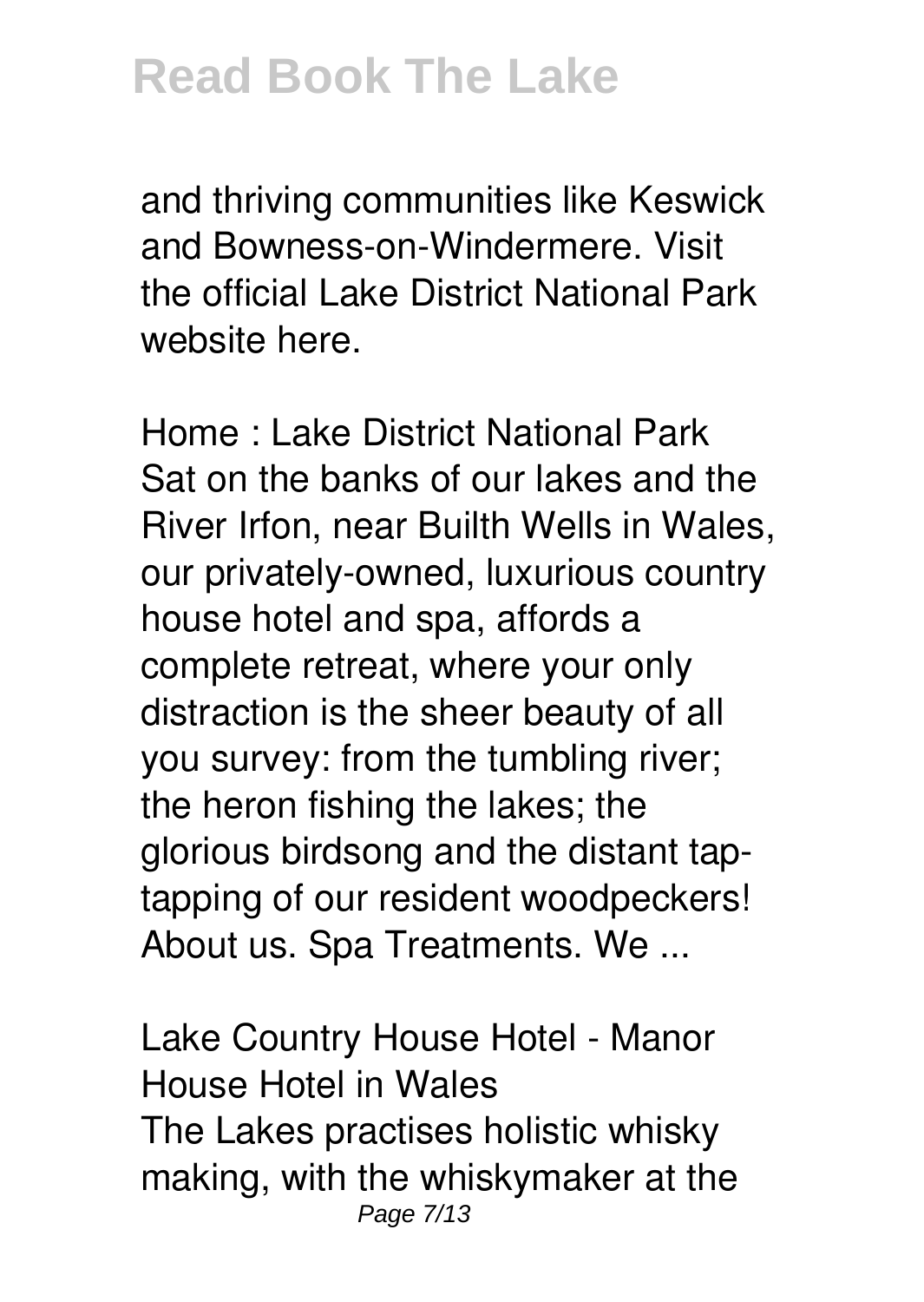and thriving communities like Keswick and Bowness-on-Windermere. Visit the official Lake District National Park website here.

Home : Lake District National Park
Sat on the banks of our lakes and the River Irfon, near Builth Wells in Wales, our privately-owned, luxurious country house hotel and spa, affords a complete retreat, where your only distraction is the sheer beauty of all you survey: from the tumbling river; the heron fishing the lakes; the glorious birdsong and the distant tap-tapping of our resident woodpeckers! About us. Spa Treatments. We ...

Lake Country House Hotel - Manor House Hotel in Wales
The Lakes practises holistic whisky making, with the whiskymaker at the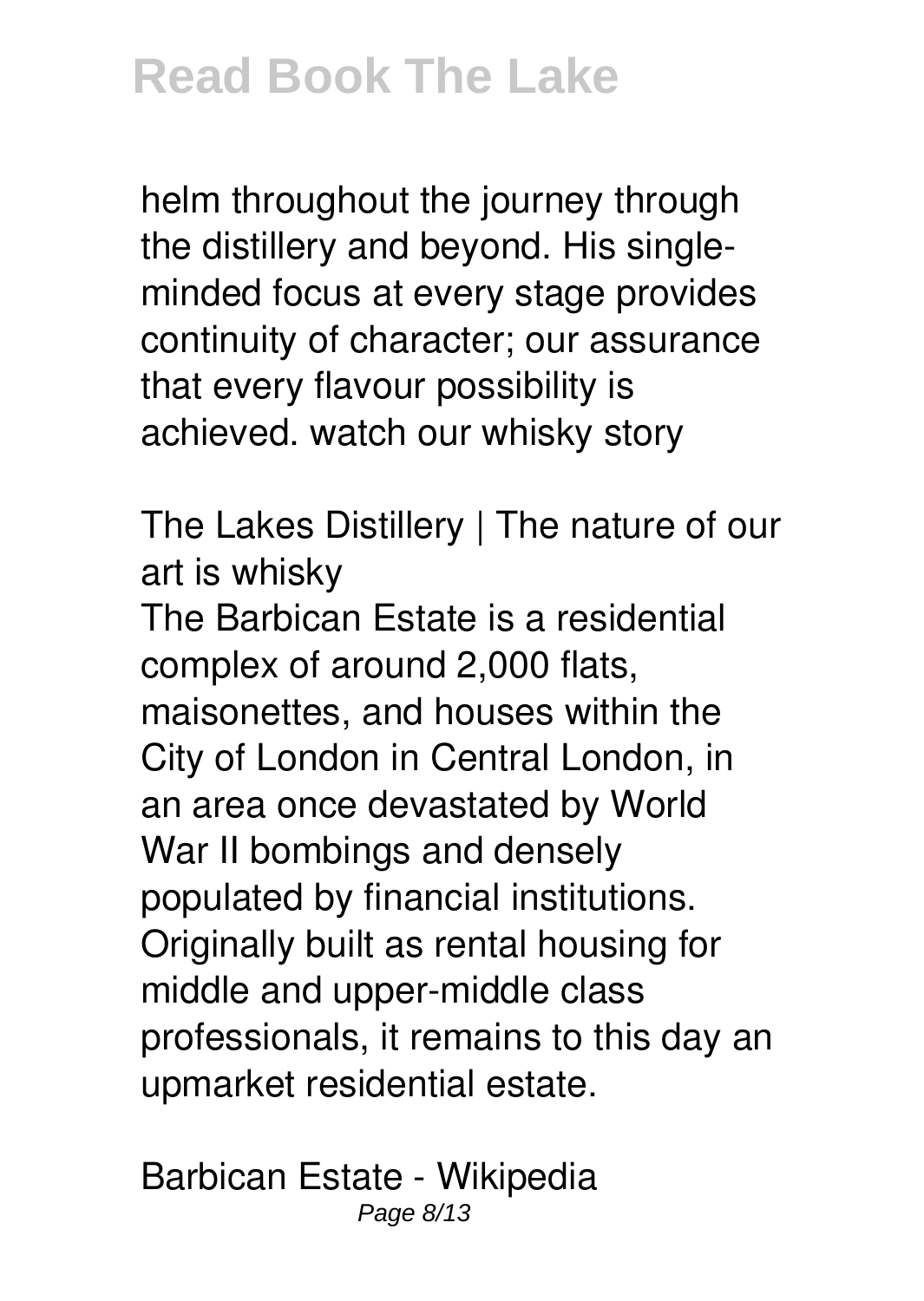helm throughout the journey through the distillery and beyond. His single-minded focus at every stage provides continuity of character; our assurance that every flavour possibility is achieved. watch our whisky story

**The Lakes Distillery | The nature of our art is whisky**

The Barbican Estate is a residential complex of around 2,000 flats, maisonettes, and houses within the City of London in Central London, in an area once devastated by World War II bombings and densely populated by financial institutions. Originally built as rental housing for middle and upper-middle class professionals, it remains to this day an upmarket residential estate.

**Barbican Estate - Wikipedia**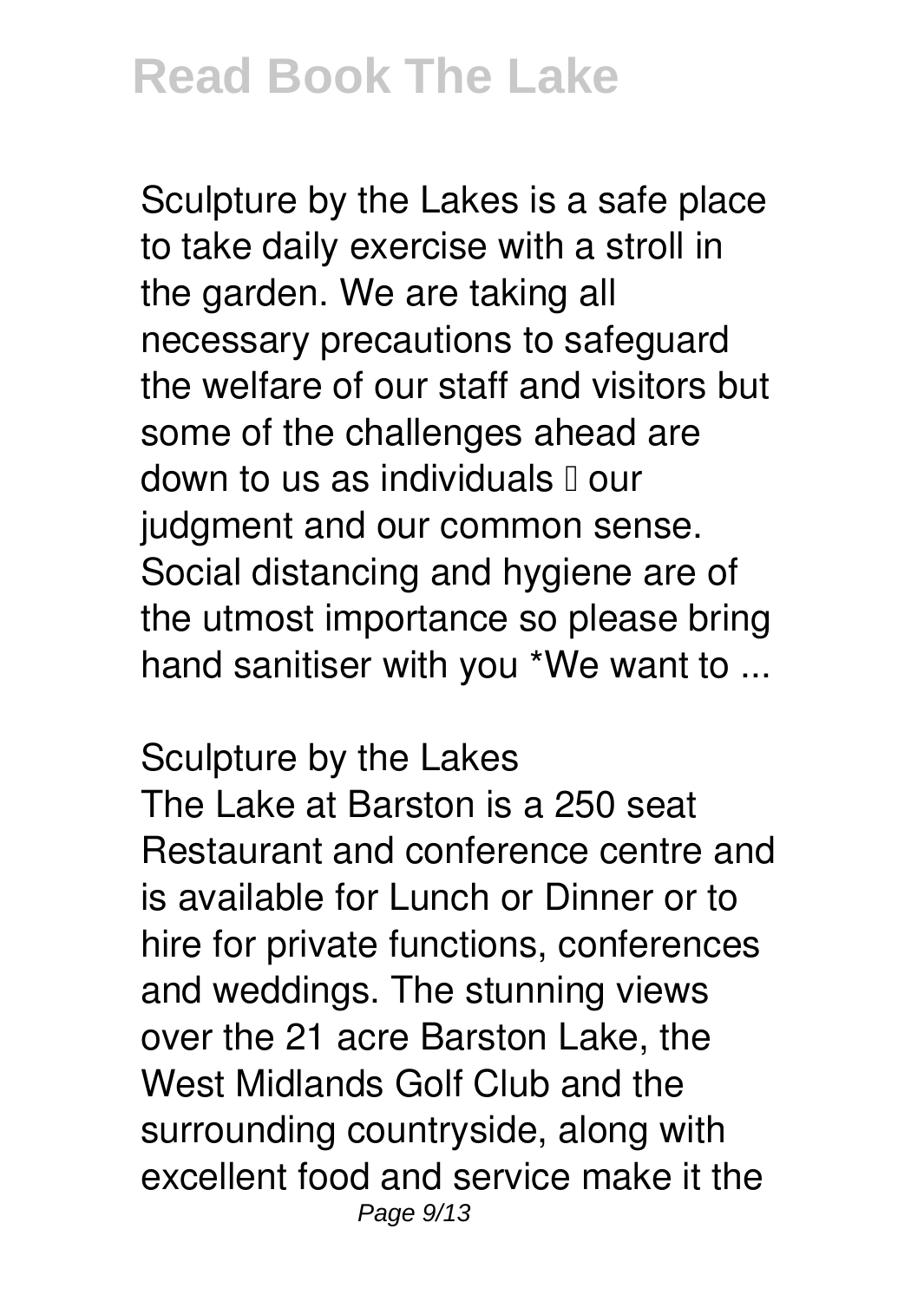Sculpture by the Lakes is a safe place to take daily exercise with a stroll in the garden. We are taking all necessary precautions to safeguard the welfare of our staff and visitors but some of the challenges ahead are down to us as individuals – our judgment and our common sense. Social distancing and hygiene are of the utmost importance so please bring hand sanitiser with you *We want to ...

**Sculpture by the Lakes**

The Lake at Barston is a 250 seat Restaurant and conference centre and is available for Lunch or Dinner or to hire for private functions, conferences and weddings. The stunning views over the 21 acre Barston Lake, the West Midlands Golf Club and the surrounding countryside, along with excellent food and service make it the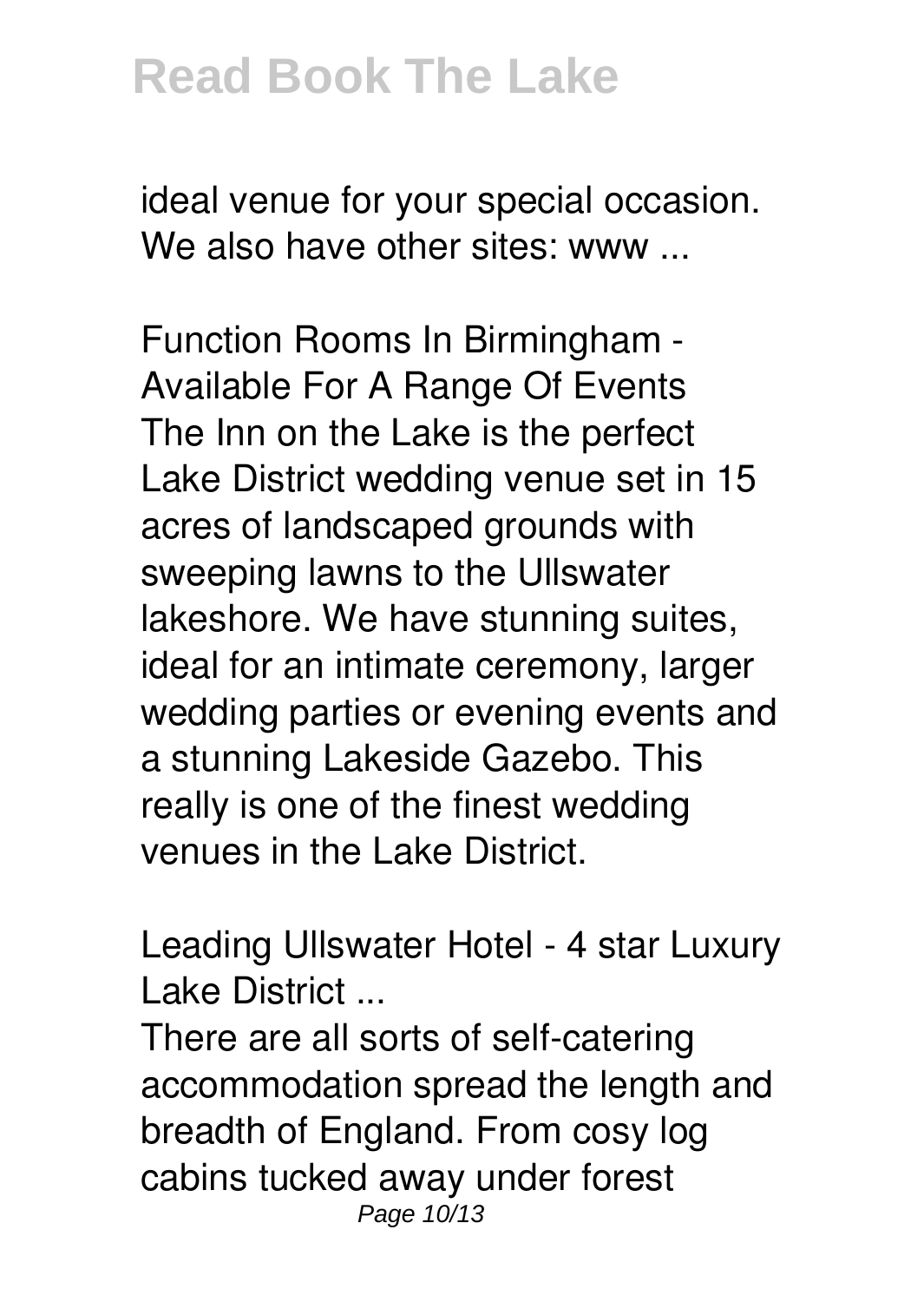ideal venue for your special occasion. We also have other sites: www ...

*Function Rooms In Birmingham - Available For A Range Of Events*

The Inn on the Lake is the perfect Lake District wedding venue set in 15 acres of landscaped grounds with sweeping lawns to the Ullswater lakeshore. We have stunning suites, ideal for an intimate ceremony, larger wedding parties or evening events and a stunning Lakeside Gazebo. This really is one of the finest wedding venues in the Lake District.

*Leading Ullswater Hotel - 4 star Luxury Lake District ...*

There are all sorts of self-catering accommodation spread the length and breadth of England. From cosy log cabins tucked away under forest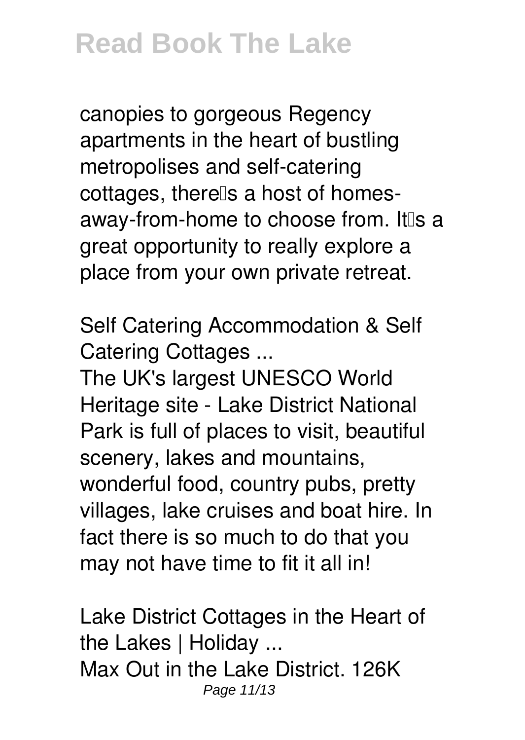canopies to gorgeous Regency apartments in the heart of bustling metropolises and self-catering cottages, there's a host of homes-away-from-home to choose from. It's a great opportunity to really explore a place from your own private retreat.

**Self Catering Accommodation & Self Catering Cottages ...**

The UK's largest UNESCO World Heritage site - Lake District National Park is full of places to visit, beautiful scenery, lakes and mountains, wonderful food, country pubs, pretty villages, lake cruises and boat hire. In fact there is so much to do that you may not have time to fit it all in!

**Lake District Cottages in the Heart of the Lakes | Holiday ...**

Max Out in the Lake District. 126K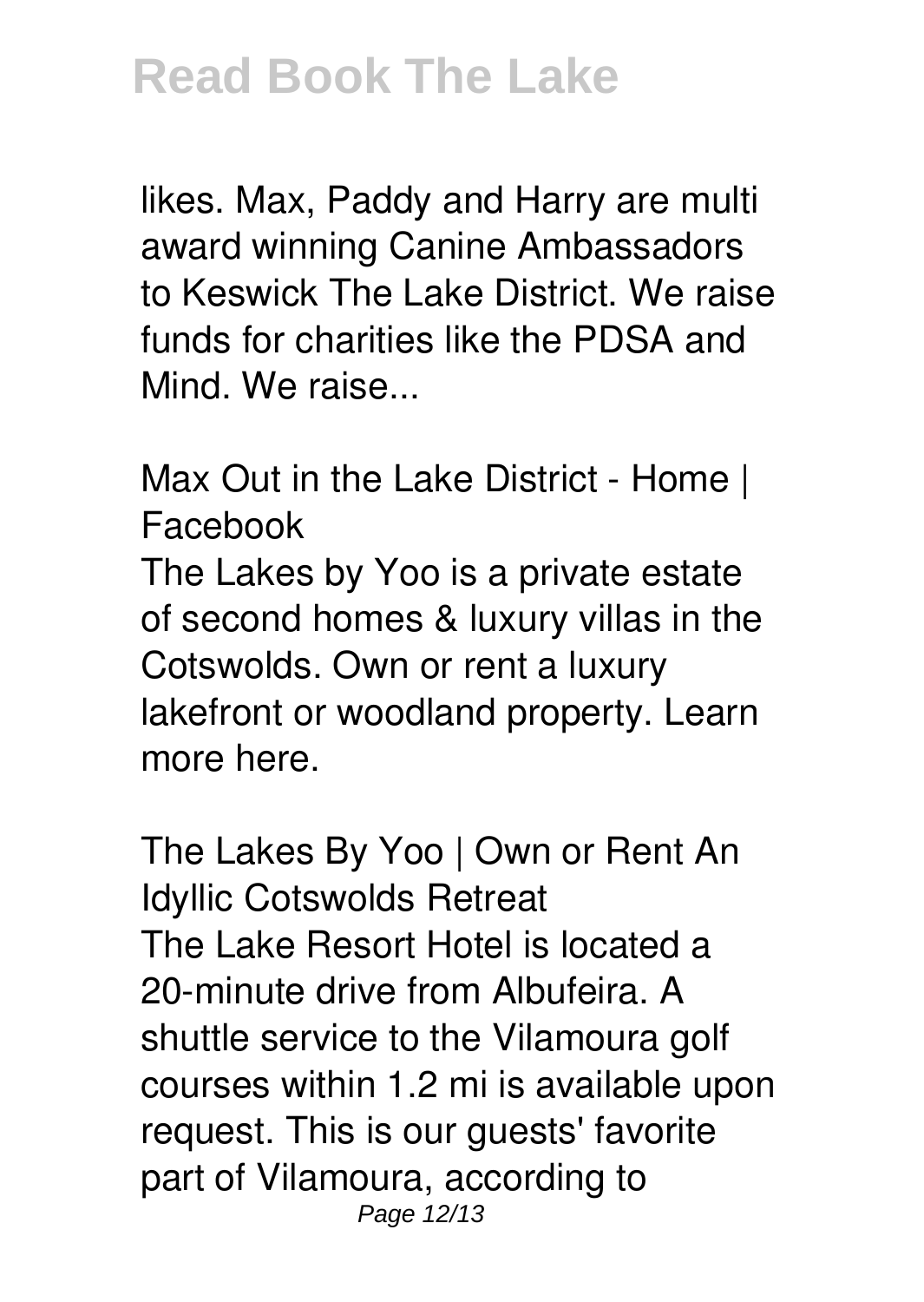likes. Max, Paddy and Harry are multi award winning Canine Ambassadors to Keswick The Lake District. We raise funds for charities like the PDSA and Mind. We raise...

**Max Out in the Lake District - Home | Facebook**

The Lakes by Yoo is a private estate of second homes & luxury villas in the Cotswolds. Own or rent a luxury lakefront or woodland property. Learn more here.

**The Lakes By Yoo | Own or Rent An Idyllic Cotswolds Retreat**

The Lake Resort Hotel is located a 20-minute drive from Albufeira. A shuttle service to the Vilamoura golf courses within 1.2 mi is available upon request. This is our guests' favorite part of Vilamoura, according to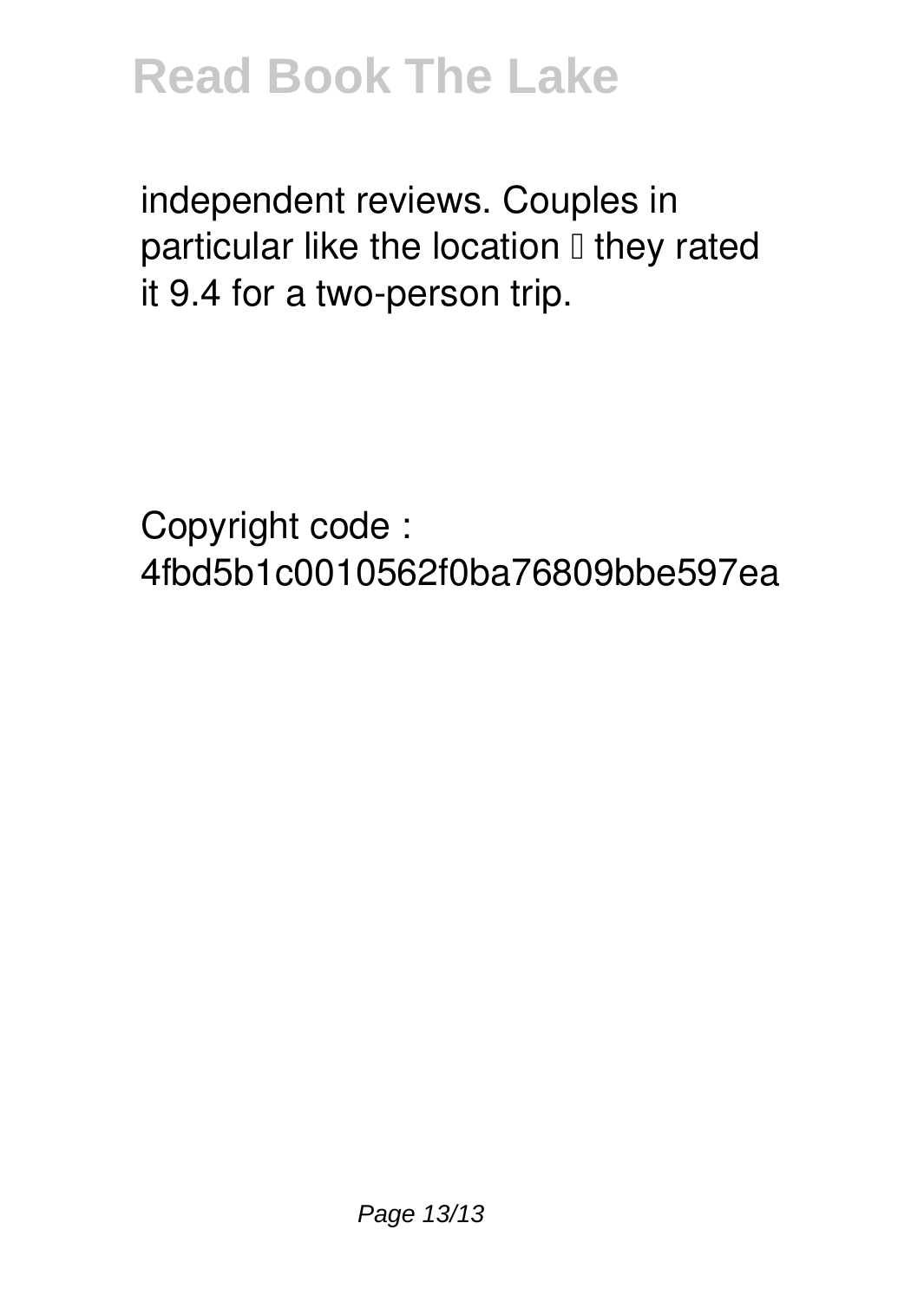independent reviews. Couples in particular like the location  they rated it 9.4 for a two-person trip.

Copyright code : 4fbd5b1c0010562f0ba76809bbe597ea